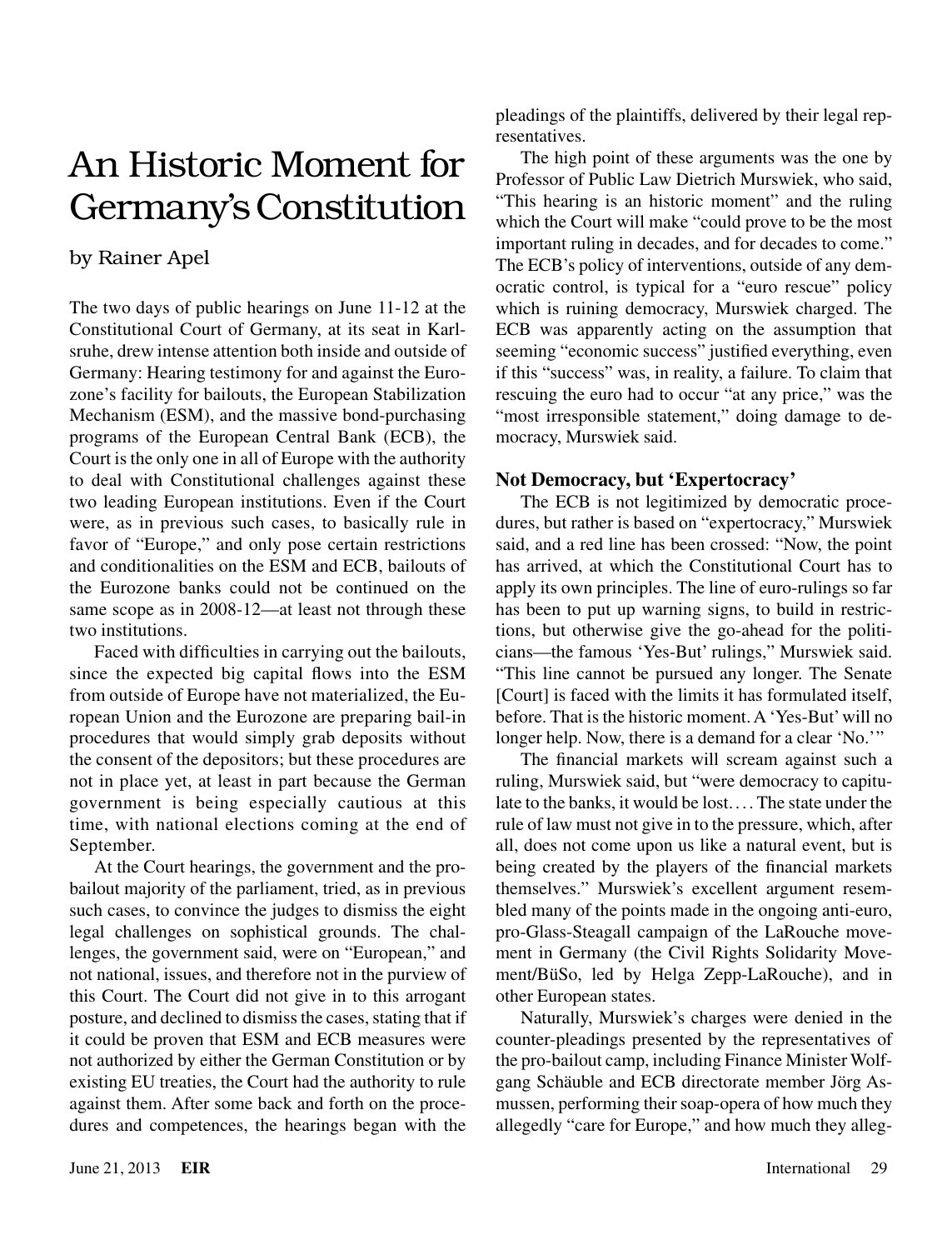# An Historic Moment for Germany's Constitution

by Rainer Apel

The two days of public hearings on June 11-12 at the Constitutional Court of Germany, at its seat in Karlsruhe, drew intense attention both inside and outside of Germany: Hearing testimony for and against the Eurozone's facility for bailouts, the European Stabilization Mechanism (ESM), and the massive bond-purchasing programs of the European Central Bank (ECB), the Court is the only one in all of Europe with the authority to deal with Constitutional challenges against these two leading European institutions. Even if the Court were, as in previous such cases, to basically rule in favor of "Europe," and only pose certain restrictions and conditionalities on the ESM and ECB, bailouts of the Eurozone banks could not be continued on the same scope as in 2008-12—at least not through these two institutions.

Faced with difficulties in carrying out the bailouts, since the expected big capital flows into the ESM from outside of Europe have not materialized, the European Union and the Eurozone are preparing bail-in procedures that would simply grab deposits without the consent of the depositors; but these procedures are not in place yet, at least in part because the German government is being especially cautious at this time, with national elections coming at the end of September.

At the Court hearings, the government and the pro-bailout majority of the parliament, tried, as in previous such cases, to convince the judges to dismiss the eight legal challenges on sophistical grounds. The challenges, the government said, were on "European," and not national, issues, and therefore not in the purview of this Court. The Court did not give in to this arrogant posture, and declined to dismiss the cases, stating that if it could be proven that ESM and ECB measures were not authorized by either the German Constitution or by existing EU treaties, the Court had the authority to rule against them. After some back and forth on the procedures and competences, the hearings began with the pleadings of the plaintiffs, delivered by their legal representatives.

The high point of these arguments was the one by Professor of Public Law Dietrich Murswiek, who said, "This hearing is an historic moment" and the ruling which the Court will make "could prove to be the most important ruling in decades, and for decades to come." The ECB's policy of interventions, outside of any democratic control, is typical for a "euro rescue" policy which is ruining democracy, Murswiek charged. The ECB was apparently acting on the assumption that seeming "economic success" justified everything, even if this "success" was, in reality, a failure. To claim that rescuing the euro had to occur "at any price," was the "most irresponsible statement," doing damage to democracy, Murswiek said.

## Not Democracy, but 'Expertocracy'

The ECB is not legitimized by democratic procedures, but rather is based on "expertocracy," Murswiek said, and a red line has been crossed: "Now, the point has arrived, at which the Constitutional Court has to apply its own principles. The line of euro-rulings so far has been to put up warning signs, to build in restrictions, but otherwise give the go-ahead for the politicians—the famous 'Yes-But' rulings," Murswiek said. "This line cannot be pursued any longer. The Senate [Court] is faced with the limits it has formulated itself, before. That is the historic moment. A 'Yes-But' will no longer help. Now, there is a demand for a clear 'No.'"

The financial markets will scream against such a ruling, Murswiek said, but "were democracy to capitulate to the banks, it would be lost.... The state under the rule of law must not give in to the pressure, which, after all, does not come upon us like a natural event, but is being created by the players of the financial markets themselves." Murswiek's excellent argument resembled many of the points made in the ongoing anti-euro, pro-Glass-Steagall campaign of the LaRouche movement in Germany (the Civil Rights Solidarity Movement/BüSo, led by Helga Zepp-LaRouche), and in other European states.

Naturally, Murswiek's charges were denied in the counter-pleadings presented by the representatives of the pro-bailout camp, including Finance Minister Wolfgang Schäuble and ECB directorate member Jörg Asmussen, performing their soap-opera of how much they allegedly "care for Europe," and how much they alleg-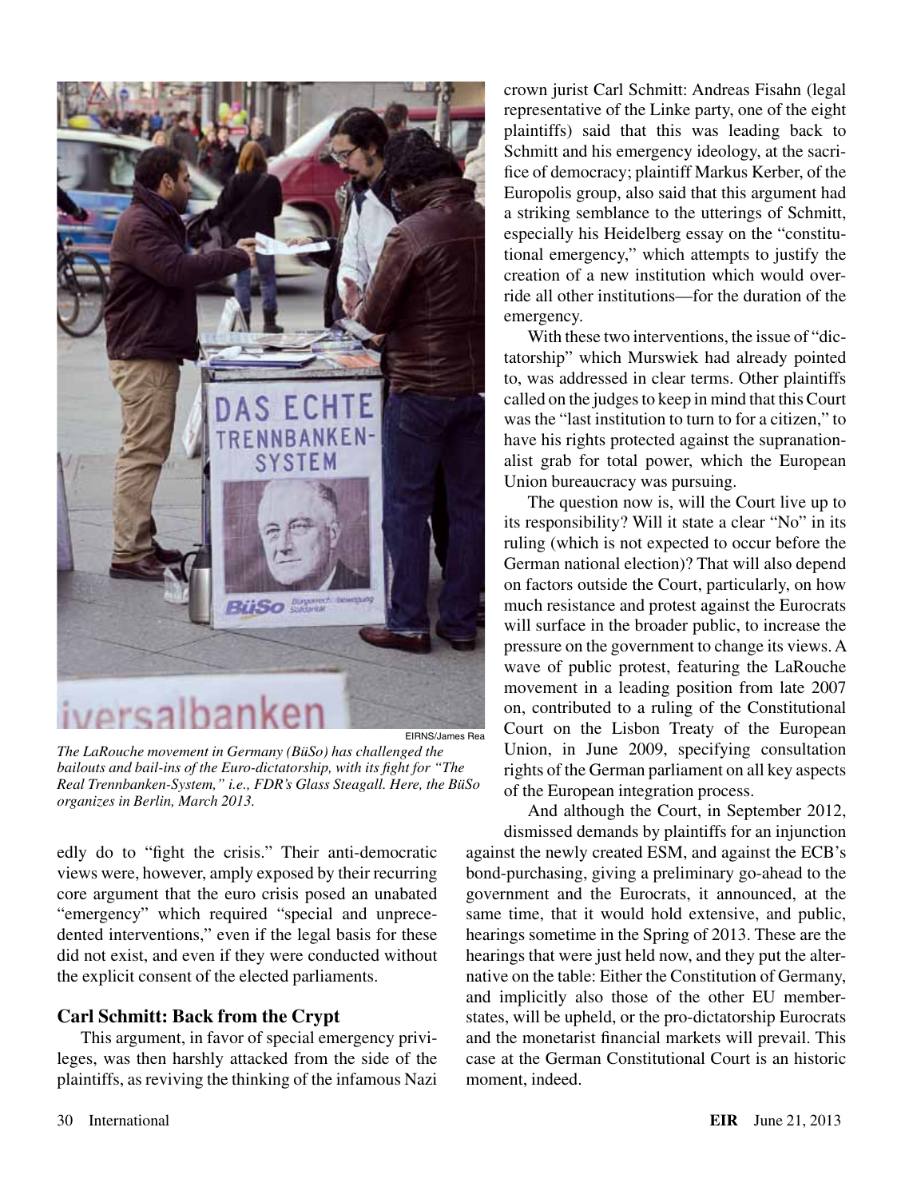The LaRouche movement in Germany (BüSo) has challenged the bailouts and bail-ins of the Euro-dictatorship, with its fight for "The Real Trennbanken-System," i.e., FDR's Glass Steagall. Here, the BüSo organizes in Berlin, March 2013.

edly do to "fight the crisis." Their anti-democratic views were, however, amply exposed by their recurring core argument that the euro crisis posed an unabated "emergency" which required "special and unprecedented interventions," even if the legal basis for these did not exist, and even if they were conducted without the explicit consent of the elected parliaments.

## Carl Schmitt: Back from the Crypt

This argument, in favor of special emergency privileges, was then harshly attacked from the side of the plaintiffs, as reviving the thinking of the infamous Nazi crown jurist Carl Schmitt: Andreas Fisahn (legal representative of the Linke party, one of the eight plaintiffs) said that this was leading back to Schmitt and his emergency ideology, at the sacrifice of democracy; plaintiff Markus Kerber, of the Europolis group, also said that this argument had a striking semblance to the utterings of Schmitt, especially his Heidelberg essay on the "constitutional emergency," which attempts to justify the creation of a new institution which would override all other institutions—for the duration of the emergency.

With these two interventions, the issue of "dictatorship" which Murswiek had already pointed to, was addressed in clear terms. Other plaintiffs called on the judges to keep in mind that this Court was the "last institution to turn to for a citizen," to have his rights protected against the supranationalist grab for total power, which the European Union bureaucracy was pursuing.

The question now is, will the Court live up to its responsibility? Will it state a clear "No" in its ruling (which is not expected to occur before the German national election)? That will also depend on factors outside the Court, particularly, on how much resistance and protest against the Eurocrats will surface in the broader public, to increase the pressure on the government to change its views. A wave of public protest, featuring the LaRouche movement in a leading position from late 2007 on, contributed to a ruling of the Constitutional Court on the Lisbon Treaty of the European Union, in June 2009, specifying consultation rights of the German parliament on all key aspects of the European integration process.

And although the Court, in September 2012, dismissed demands by plaintiffs for an injunction against the newly created ESM, and against the ECB's bond-purchasing, giving a preliminary go-ahead to the government and the Eurocrats, it announced, at the same time, that it would hold extensive, and public, hearings sometime in the Spring of 2013. These are the hearings that were just held now, and they put the alternative on the table: Either the Constitution of Germany, and implicitly also those of the other EU member-states, will be upheld, or the pro-dictatorship Eurocrats and the monetarist financial markets will prevail. This case at the German Constitutional Court is an historic moment, indeed.